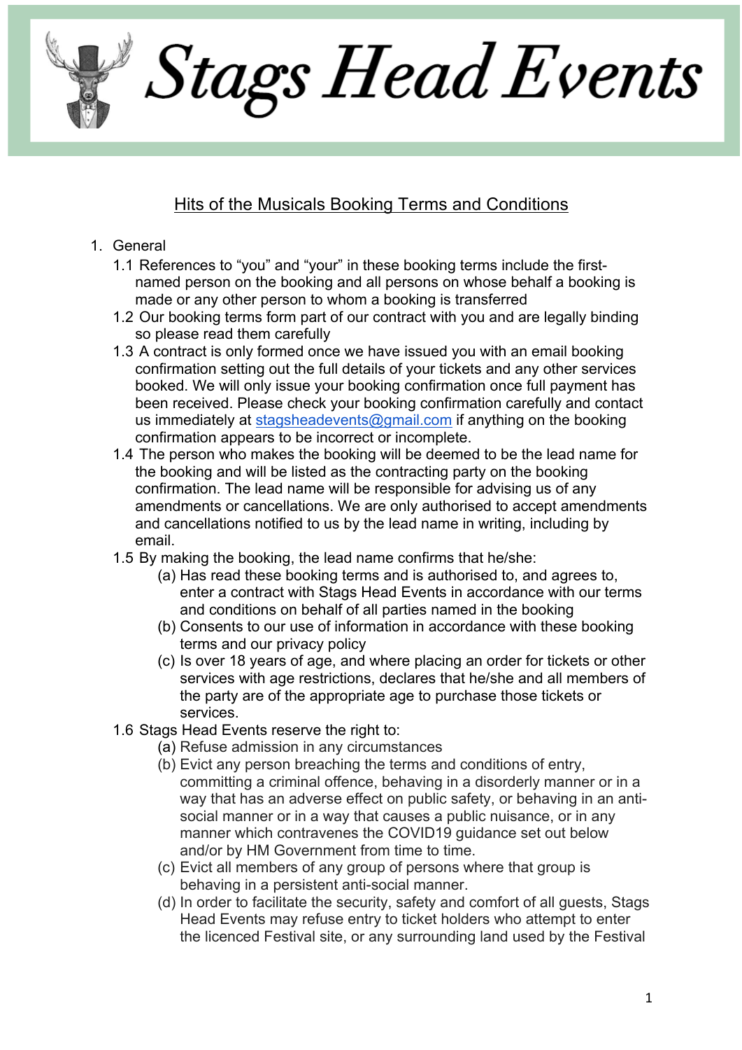# Stags Head Events

## Hits of the Musicals Booking Terms and Conditions

1. General
   1.1 References to "you" and "your" in these booking terms include the first-named person on the booking and all persons on whose behalf a booking is made or any other person to whom a booking is transferred
   1.2 Our booking terms form part of our contract with you and are legally binding so please read them carefully
   1.3 A contract is only formed once we have issued you with an email booking confirmation setting out the full details of your tickets and any other services booked. We will only issue your booking confirmation once full payment has been received. Please check your booking confirmation carefully and contact us immediately at stagsheadevents@gmail.com if anything on the booking confirmation appears to be incorrect or incomplete.
   1.4 The person who makes the booking will be deemed to be the lead name for the booking and will be listed as the contracting party on the booking confirmation. The lead name will be responsible for advising us of any amendments or cancellations. We are only authorised to accept amendments and cancellations notified to us by the lead name in writing, including by email.
   1.5 By making the booking, the lead name confirms that he/she:
      (a) Has read these booking terms and is authorised to, and agrees to, enter a contract with Stags Head Events in accordance with our terms and conditions on behalf of all parties named in the booking
      (b) Consents to our use of information in accordance with these booking terms and our privacy policy
      (c) Is over 18 years of age, and where placing an order for tickets or other services with age restrictions, declares that he/she and all members of the party are of the appropriate age to purchase those tickets or services.
   1.6 Stags Head Events reserve the right to:
      (a) Refuse admission in any circumstances
      (b) Evict any person breaching the terms and conditions of entry, committing a criminal offence, behaving in a disorderly manner or in a way that has an adverse effect on public safety, or behaving in an anti-social manner or in a way that causes a public nuisance, or in any manner which contravenes the COVID19 guidance set out below and/or by HM Government from time to time.
      (c) Evict all members of any group of persons where that group is behaving in a persistent anti-social manner.
      (d) In order to facilitate the security, safety and comfort of all guests, Stags Head Events may refuse entry to ticket holders who attempt to enter the licenced Festival site, or any surrounding land used by the Festival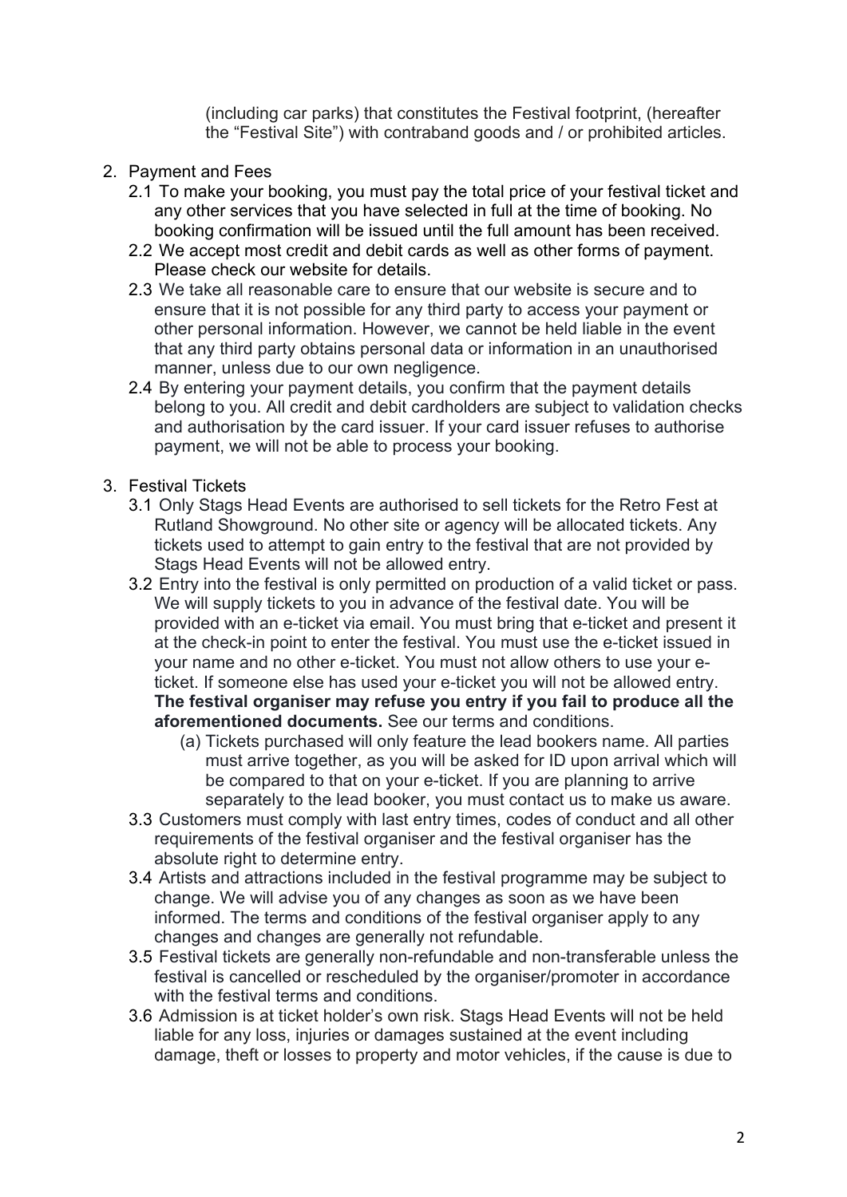(including car parks) that constitutes the Festival footprint, (hereafter the "Festival Site") with contraband goods and / or prohibited articles.

2. Payment and Fees
   2.1 To make your booking, you must pay the total price of your festival ticket and any other services that you have selected in full at the time of booking. No booking confirmation will be issued until the full amount has been received.
   2.2 We accept most credit and debit cards as well as other forms of payment. Please check our website for details.
   2.3 We take all reasonable care to ensure that our website is secure and to ensure that it is not possible for any third party to access your payment or other personal information. However, we cannot be held liable in the event that any third party obtains personal data or information in an unauthorised manner, unless due to our own negligence.
   2.4 By entering your payment details, you confirm that the payment details belong to you. All credit and debit cardholders are subject to validation checks and authorisation by the card issuer. If your card issuer refuses to authorise payment, we will not be able to process your booking.

3. Festival Tickets
   3.1 Only Stags Head Events are authorised to sell tickets for the Retro Fest at Rutland Showground. No other site or agency will be allocated tickets. Any tickets used to attempt to gain entry to the festival that are not provided by Stags Head Events will not be allowed entry.
   3.2 Entry into the festival is only permitted on production of a valid ticket or pass. We will supply tickets to you in advance of the festival date. You will be provided with an e-ticket via email. You must bring that e-ticket and present it at the check-in point to enter the festival. You must use the e-ticket issued in your name and no other e-ticket. You must not allow others to use your e-ticket. If someone else has used your e-ticket you will not be allowed entry. **The festival organiser may refuse you entry if you fail to produce all the aforementioned documents.** See our terms and conditions.
      (a) Tickets purchased will only feature the lead bookers name. All parties must arrive together, as you will be asked for ID upon arrival which will be compared to that on your e-ticket. If you are planning to arrive separately to the lead booker, you must contact us to make us aware.
   3.3 Customers must comply with last entry times, codes of conduct and all other requirements of the festival organiser and the festival organiser has the absolute right to determine entry.
   3.4 Artists and attractions included in the festival programme may be subject to change. We will advise you of any changes as soon as we have been informed. The terms and conditions of the festival organiser apply to any changes and changes are generally not refundable.
   3.5 Festival tickets are generally non-refundable and non-transferable unless the festival is cancelled or rescheduled by the organiser/promoter in accordance with the festival terms and conditions.
   3.6 Admission is at ticket holder's own risk. Stags Head Events will not be held liable for any loss, injuries or damages sustained at the event including damage, theft or losses to property and motor vehicles, if the cause is due to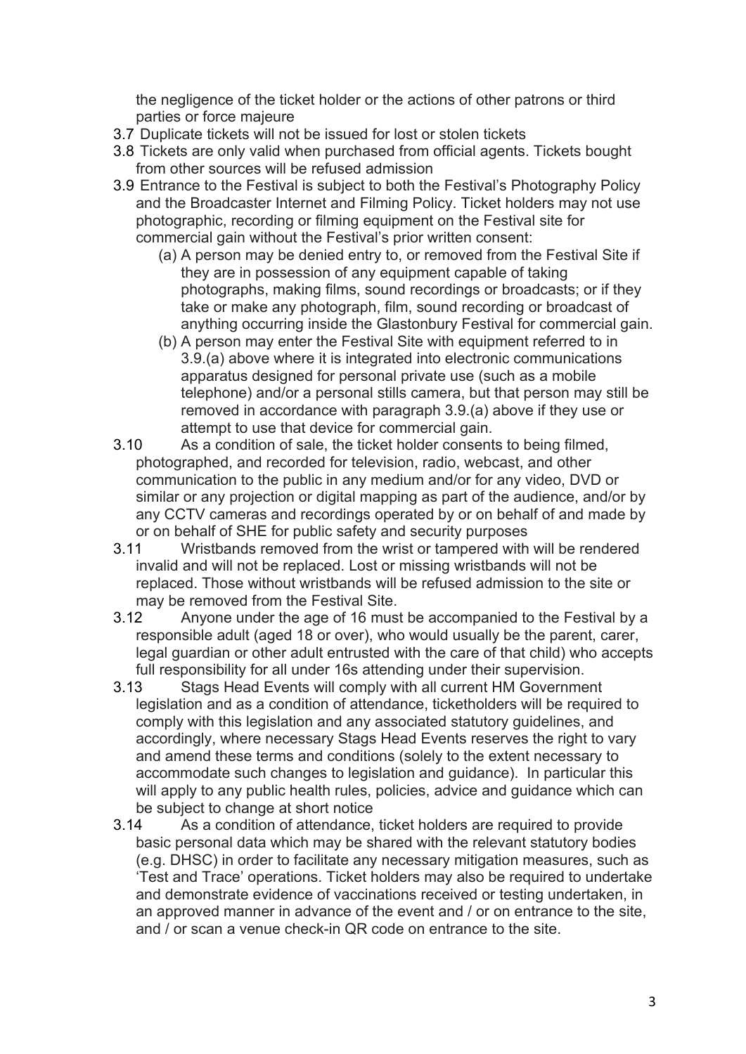the negligence of the ticket holder or the actions of other patrons or third parties or force majeure

3.7 Duplicate tickets will not be issued for lost or stolen tickets

3.8 Tickets are only valid when purchased from official agents. Tickets bought from other sources will be refused admission

3.9 Entrance to the Festival is subject to both the Festival's Photography Policy and the Broadcaster Internet and Filming Policy. Ticket holders may not use photographic, recording or filming equipment on the Festival site for commercial gain without the Festival's prior written consent:

   (a) A person may be denied entry to, or removed from the Festival Site if they are in possession of any equipment capable of taking photographs, making films, sound recordings or broadcasts; or if they take or make any photograph, film, sound recording or broadcast of anything occurring inside the Glastonbury Festival for commercial gain.

   (b) A person may enter the Festival Site with equipment referred to in 3.9.(a) above where it is integrated into electronic communications apparatus designed for personal private use (such as a mobile telephone) and/or a personal stills camera, but that person may still be removed in accordance with paragraph 3.9.(a) above if they use or attempt to use that device for commercial gain.

3.10 As a condition of sale, the ticket holder consents to being filmed, photographed, and recorded for television, radio, webcast, and other communication to the public in any medium and/or for any video, DVD or similar or any projection or digital mapping as part of the audience, and/or by any CCTV cameras and recordings operated by or on behalf of and made by or on behalf of SHE for public safety and security purposes

3.11 Wristbands removed from the wrist or tampered with will be rendered invalid and will not be replaced. Lost or missing wristbands will not be replaced. Those without wristbands will be refused admission to the site or may be removed from the Festival Site.

3.12 Anyone under the age of 16 must be accompanied to the Festival by a responsible adult (aged 18 or over), who would usually be the parent, carer, legal guardian or other adult entrusted with the care of that child) who accepts full responsibility for all under 16s attending under their supervision.

3.13 Stags Head Events will comply with all current HM Government legislation and as a condition of attendance, ticketholders will be required to comply with this legislation and any associated statutory guidelines, and accordingly, where necessary Stags Head Events reserves the right to vary and amend these terms and conditions (solely to the extent necessary to accommodate such changes to legislation and guidance). In particular this will apply to any public health rules, policies, advice and guidance which can be subject to change at short notice

3.14 As a condition of attendance, ticket holders are required to provide basic personal data which may be shared with the relevant statutory bodies (e.g. DHSC) in order to facilitate any necessary mitigation measures, such as 'Test and Trace' operations. Ticket holders may also be required to undertake and demonstrate evidence of vaccinations received or testing undertaken, in an approved manner in advance of the event and / or on entrance to the site, and / or scan a venue check-in QR code on entrance to the site.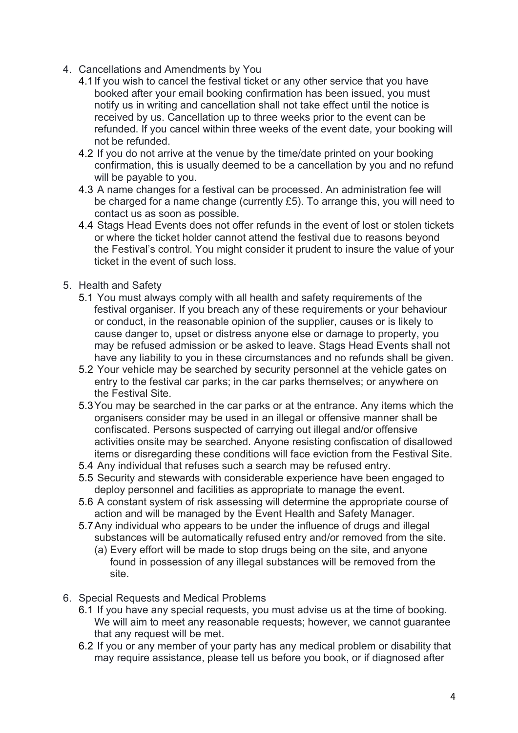4. Cancellations and Amendments by You
   - 4.1 If you wish to cancel the festival ticket or any other service that you have booked after your email booking confirmation has been issued, you must notify us in writing and cancellation shall not take effect until the notice is received by us. Cancellation up to three weeks prior to the event can be refunded. If you cancel within three weeks of the event date, your booking will not be refunded.
   - 4.2 If you do not arrive at the venue by the time/date printed on your booking confirmation, this is usually deemed to be a cancellation by you and no refund will be payable to you.
   - 4.3 A name changes for a festival can be processed. An administration fee will be charged for a name change (currently £5). To arrange this, you will need to contact us as soon as possible.
   - 4.4 Stags Head Events does not offer refunds in the event of lost or stolen tickets or where the ticket holder cannot attend the festival due to reasons beyond the Festival's control. You might consider it prudent to insure the value of your ticket in the event of such loss.

5. Health and Safety
   - 5.1 You must always comply with all health and safety requirements of the festival organiser. If you breach any of these requirements or your behaviour or conduct, in the reasonable opinion of the supplier, causes or is likely to cause danger to, upset or distress anyone else or damage to property, you may be refused admission or be asked to leave. Stags Head Events shall not have any liability to you in these circumstances and no refunds shall be given.
   - 5.2 Your vehicle may be searched by security personnel at the vehicle gates on entry to the festival car parks; in the car parks themselves; or anywhere on the Festival Site.
   - 5.3 You may be searched in the car parks or at the entrance. Any items which the organisers consider may be used in an illegal or offensive manner shall be confiscated. Persons suspected of carrying out illegal and/or offensive activities onsite may be searched. Anyone resisting confiscation of disallowed items or disregarding these conditions will face eviction from the Festival Site.
   - 5.4 Any individual that refuses such a search may be refused entry.
   - 5.5 Security and stewards with considerable experience have been engaged to deploy personnel and facilities as appropriate to manage the event.
   - 5.6 A constant system of risk assessing will determine the appropriate course of action and will be managed by the Event Health and Safety Manager.
   - 5.7 Any individual who appears to be under the influence of drugs and illegal substances will be automatically refused entry and/or removed from the site.
     - (a) Every effort will be made to stop drugs being on the site, and anyone found in possession of any illegal substances will be removed from the site.

6. Special Requests and Medical Problems
   - 6.1 If you have any special requests, you must advise us at the time of booking. We will aim to meet any reasonable requests; however, we cannot guarantee that any request will be met.
   - 6.2 If you or any member of your party has any medical problem or disability that may require assistance, please tell us before you book, or if diagnosed after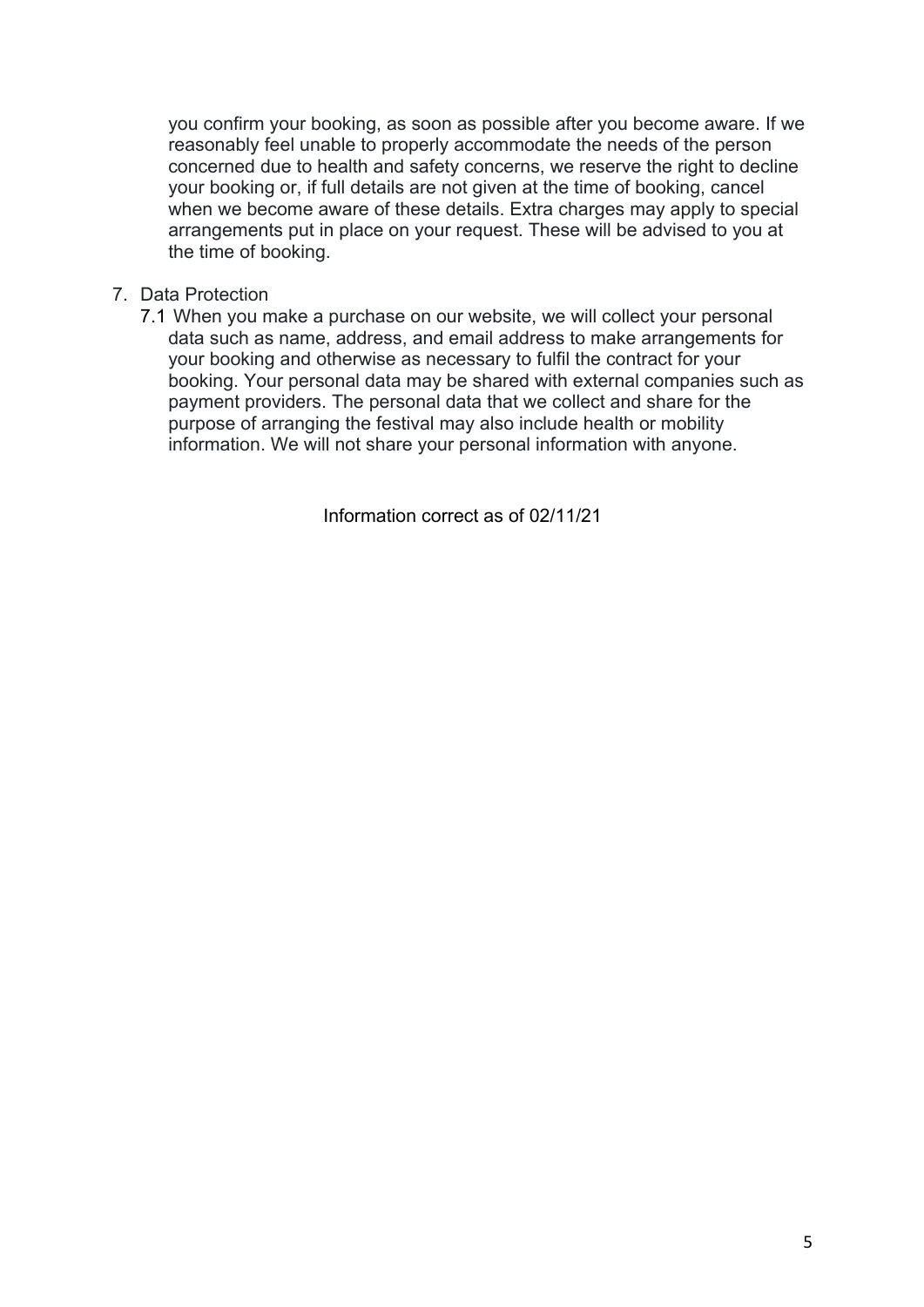you confirm your booking, as soon as possible after you become aware. If we reasonably feel unable to properly accommodate the needs of the person concerned due to health and safety concerns, we reserve the right to decline your booking or, if full details are not given at the time of booking, cancel when we become aware of these details. Extra charges may apply to special arrangements put in place on your request. These will be advised to you at the time of booking.

7. Data Protection
   7.1 When you make a purchase on our website, we will collect your personal data such as name, address, and email address to make arrangements for your booking and otherwise as necessary to fulfil the contract for your booking. Your personal data may be shared with external companies such as payment providers. The personal data that we collect and share for the purpose of arranging the festival may also include health or mobility information. We will not share your personal information with anyone.

Information correct as of 02/11/21